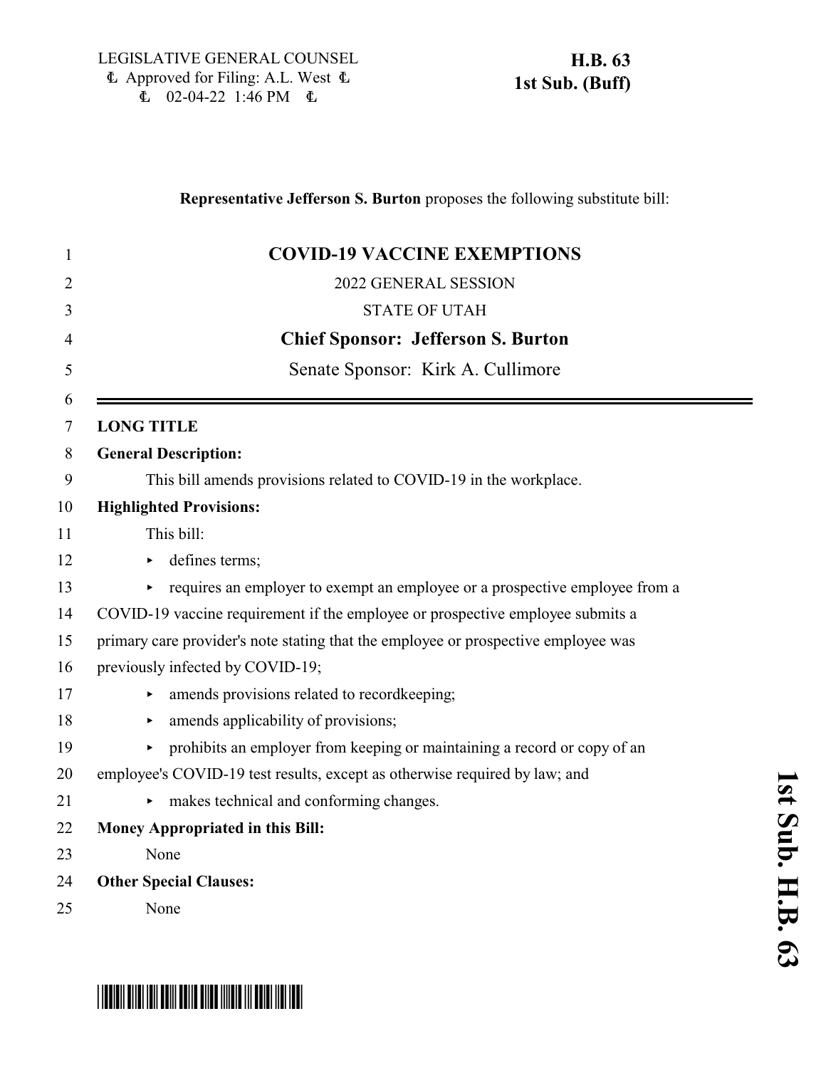LEGISLATIVE GENERAL COUNSEL
Approved for Filing: A.L. West
02-04-22 1:46 PM

**H.B. 63**
**1st Sub. (Buff)**

**Representative Jefferson S. Burton** proposes the following substitute bill:

# COVID-19 VACCINE EXEMPTIONS

2022 GENERAL SESSION

STATE OF UTAH

**Chief Sponsor: Jefferson S. Burton**

Senate Sponsor: Kirk A. Cullimore

**LONG TITLE**

**General Description:**

This bill amends provisions related to COVID-19 in the workplace.

**Highlighted Provisions:**

This bill:

- defines terms;
- requires an employer to exempt an employee or a prospective employee from a COVID-19 vaccine requirement if the employee or prospective employee submits a primary care provider's note stating that the employee or prospective employee was previously infected by COVID-19;
- amends provisions related to recordkeeping;
- amends applicability of provisions;
- prohibits an employer from keeping or maintaining a record or copy of an employee's COVID-19 test results, except as otherwise required by law; and
- makes technical and conforming changes.

**Money Appropriated in this Bill:**

None

**Other Special Clauses:**

None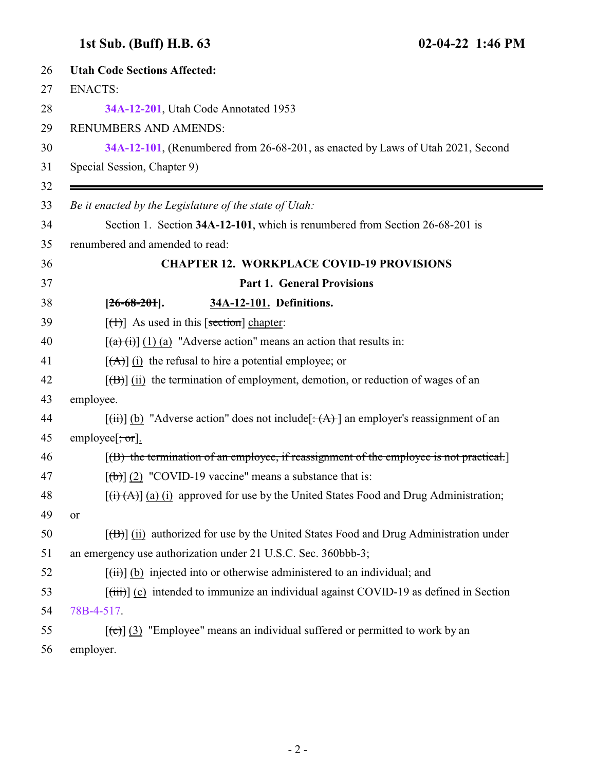**Utah Code Sections Affected:**

ENACTS:

**34A-12-201**, Utah Code Annotated 1953

RENUMBERS AND AMENDS:

**34A-12-101**, (Renumbered from 26-68-201, as enacted by Laws of Utah 2021, Second Special Session, Chapter 9)

---

*Be it enacted by the Legislature of the state of Utah:*

Section 1. Section **34A-12-101**, which is renumbered from Section 26-68-201 is renumbered and amended to read:

**CHAPTER 12. WORKPLACE COVID-19 PROVISIONS**

**Part 1. General Provisions**

**[~~26-68-201~~]. 34A-12-101. Definitions.**

[~~(1)~~] As used in this [~~section~~] chapter:

[~~(a) (i)~~] (1) (a) "Adverse action" means an action that results in:

[~~(A)~~] (i) the refusal to hire a potential employee; or

[~~(B)~~] (ii) the termination of employment, demotion, or reduction of wages of an employee.

[~~(ii)~~] (b) "Adverse action" does not include[~~: (A)~~] an employer's reassignment of an employee[~~; or~~].

[~~(B) the termination of an employee, if reassignment of the employee is not practical.~~]

[~~(b)~~] (2) "COVID-19 vaccine" means a substance that is:

[~~(i) (A)~~] (a) (i) approved for use by the United States Food and Drug Administration; or

[~~(B)~~] (ii) authorized for use by the United States Food and Drug Administration under an emergency use authorization under 21 U.S.C. Sec. 360bbb-3;

[~~(ii)~~] (b) injected into or otherwise administered to an individual; and

[~~(iii)~~] (c) intended to immunize an individual against COVID-19 as defined in Section 78B-4-517.

[~~(c)~~] (3) "Employee" means an individual suffered or permitted to work by an employer.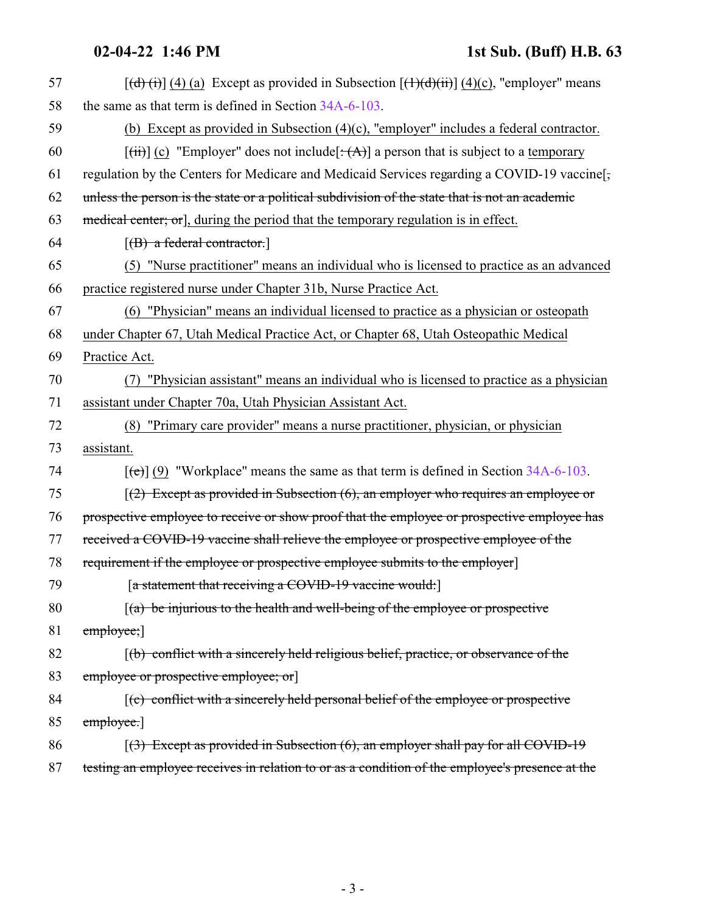57 [(d) (i)] (4) (a) Except as provided in Subsection [(1)(d)(ii)] (4)(c), "employer" means
58 the same as that term is defined in Section 34A-6-103.
59 (b) Except as provided in Subsection (4)(c), "employer" includes a federal contractor.
60 [(ii)] (c) "Employer" does not include[: (A)] a person that is subject to a temporary
61 regulation by the Centers for Medicare and Medicaid Services regarding a COVID-19 vaccine[,
62 unless the person is the state or a political subdivision of the state that is not an academic
63 medical center; or], during the period that the temporary regulation is in effect.
64 [(B) a federal contractor.]
65 (5) "Nurse practitioner" means an individual who is licensed to practice as an advanced
66 practice registered nurse under Chapter 31b, Nurse Practice Act.
67 (6) "Physician" means an individual licensed to practice as a physician or osteopath
68 under Chapter 67, Utah Medical Practice Act, or Chapter 68, Utah Osteopathic Medical
69 Practice Act.
70 (7) "Physician assistant" means an individual who is licensed to practice as a physician
71 assistant under Chapter 70a, Utah Physician Assistant Act.
72 (8) "Primary care provider" means a nurse practitioner, physician, or physician
73 assistant.
74 [(c)] (9) "Workplace" means the same as that term is defined in Section 34A-6-103.
75 [(2) Except as provided in Subsection (6), an employer who requires an employee or
76 prospective employee to receive or show proof that the employee or prospective employee has
77 received a COVID-19 vaccine shall relieve the employee or prospective employee of the
78 requirement if the employee or prospective employee submits to the employer]
79 [a statement that receiving a COVID-19 vaccine would:]
80 [(a) be injurious to the health and well-being of the employee or prospective
81 employee;]
82 [(b) conflict with a sincerely held religious belief, practice, or observance of the
83 employee or prospective employee; or]
84 [(c) conflict with a sincerely held personal belief of the employee or prospective
85 employee.]
86 [(3) Except as provided in Subsection (6), an employer shall pay for all COVID-19
87 testing an employee receives in relation to or as a condition of the employee's presence at the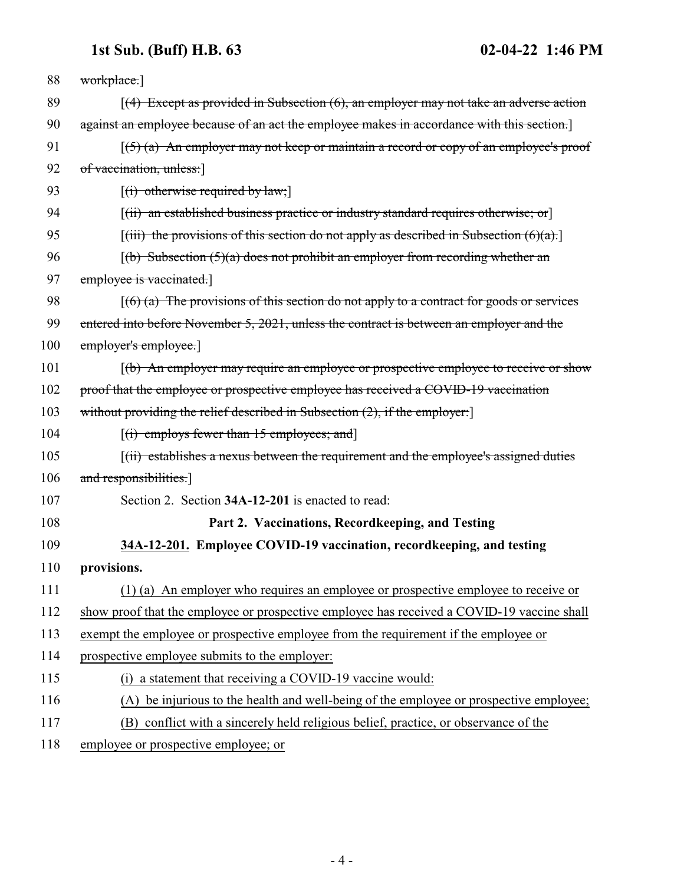88 ~~workplace.~~]

89 [~~(4) Except as provided in Subsection (6), an employer may not take an adverse action~~
90 ~~against an employee because of an act the employee makes in accordance with this section.~~]

91 [~~(5) (a) An employer may not keep or maintain a record or copy of an employee's proof~~
92 ~~of vaccination, unless:~~]

93 [~~(i) otherwise required by law;~~]

94 [~~(ii) an established business practice or industry standard requires otherwise; or~~]

95 [~~(iii) the provisions of this section do not apply as described in Subsection (6)(a).~~]

96 [~~(b) Subsection (5)(a) does not prohibit an employer from recording whether an~~
97 ~~employee is vaccinated.~~]

98 [~~(6) (a) The provisions of this section do not apply to a contract for goods or services~~
99 ~~entered into before November 5, 2021, unless the contract is between an employer and the~~
100 ~~employer's employee.~~]

101 [~~(b) An employer may require an employee or prospective employee to receive or show~~
102 ~~proof that the employee or prospective employee has received a COVID-19 vaccination~~
103 ~~without providing the relief described in Subsection (2), if the employer:~~]

104 [~~(i) employs fewer than 15 employees; and~~]

105 [~~(ii) establishes a nexus between the requirement and the employee's assigned duties~~
106 ~~and responsibilities.~~]

107 Section 2. Section **34A-12-201** is enacted to read:

108 **Part 2. Vaccinations, Recordkeeping, and Testing**

109 **<u>34A-12-201.</u> Employee COVID-19 vaccination, recordkeeping, and testing**
110 **provisions.**

111 <u>(1) (a) An employer who requires an employee or prospective employee to receive or</u>
112 <u>show proof that the employee or prospective employee has received a COVID-19 vaccine shall</u>
113 <u>exempt the employee or prospective employee from the requirement if the employee or</u>
114 <u>prospective employee submits to the employer:</u>

115 <u>(i) a statement that receiving a COVID-19 vaccine would:</u>

116 <u>(A) be injurious to the health and well-being of the employee or prospective employee;</u>

117 <u>(B) conflict with a sincerely held religious belief, practice, or observance of the</u>
118 <u>employee or prospective employee; or</u>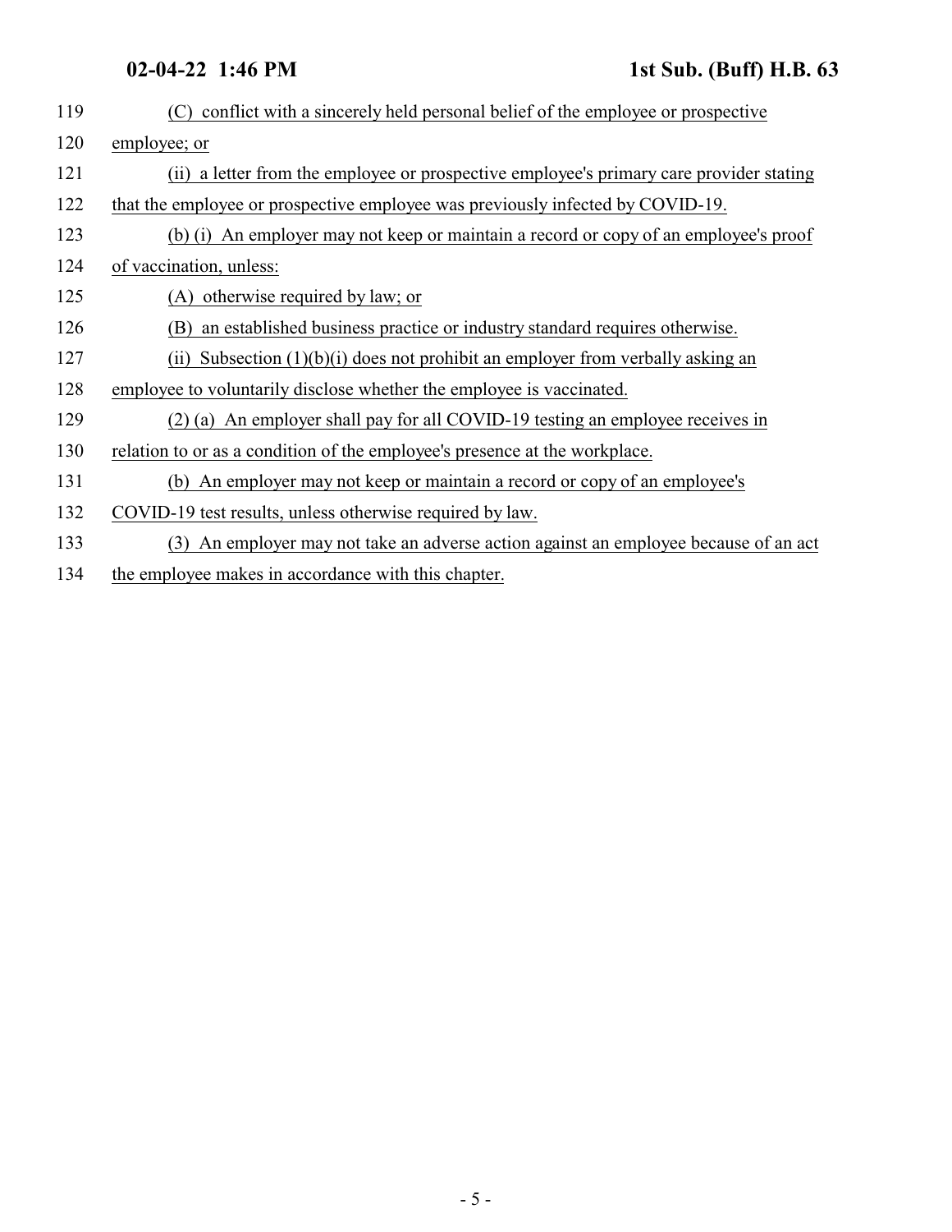(C) conflict with a sincerely held personal belief of the employee or prospective employee; or

(ii) a letter from the employee or prospective employee's primary care provider stating that the employee or prospective employee was previously infected by COVID-19.

(b) (i) An employer may not keep or maintain a record or copy of an employee's proof of vaccination, unless:

(A) otherwise required by law; or

(B) an established business practice or industry standard requires otherwise.

(ii) Subsection (1)(b)(i) does not prohibit an employer from verbally asking an employee to voluntarily disclose whether the employee is vaccinated.

(2) (a) An employer shall pay for all COVID-19 testing an employee receives in relation to or as a condition of the employee's presence at the workplace.

(b) An employer may not keep or maintain a record or copy of an employee's COVID-19 test results, unless otherwise required by law.

(3) An employer may not take an adverse action against an employee because of an act the employee makes in accordance with this chapter.